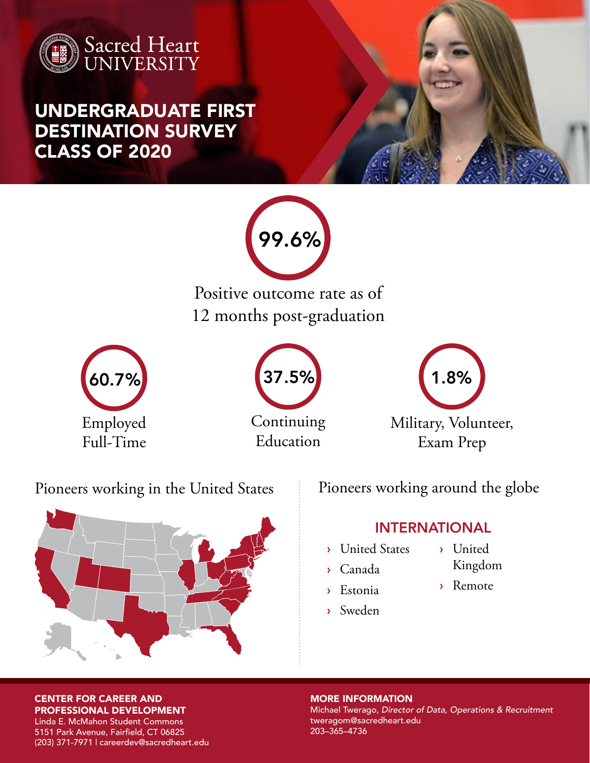Sacred Heart UNIVERSITY

# UNDERGRADUATE FIRST DESTINATION SURVEY CLASS OF 2020

**99.6%**

Positive outcome rate as of 12 months post-graduation

**60.7%**

Employed Full-Time

**37.5%**

Continuing Education

**1.8%**

Military, Volunteer, Exam Prep

## Pioneers working in the United States

## Pioneers working around the globe

### INTERNATIONAL

- United States
- Canada
- Estonia
- Sweden
- United Kingdom
- Remote

**CENTER FOR CAREER AND PROFESSIONAL DEVELOPMENT**
Linda E. McMahon Student Commons
5151 Park Avenue, Fairfield, CT 06825
(203) 371-7971 | careerdev@sacredheart.edu

**MORE INFORMATION**
Michael Twerago, *Director of Data, Operations & Recruitment*
tweragom@sacredheart.edu
203–365–4736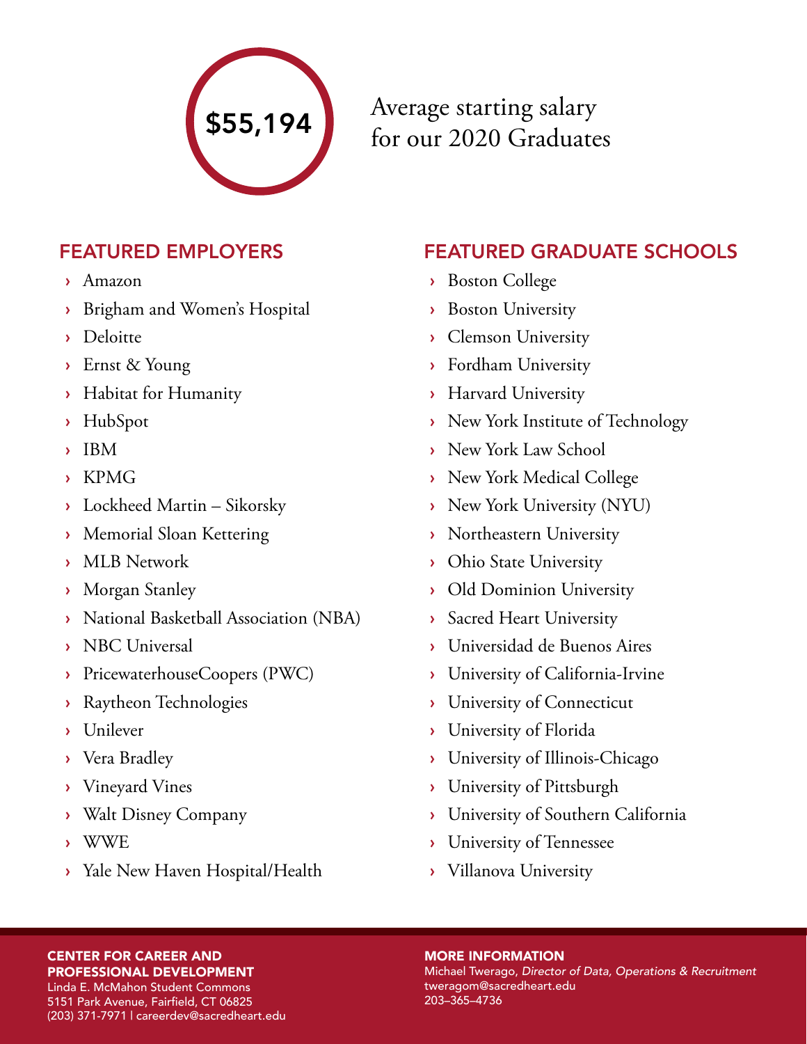**$55,194**

Average starting salary for our 2020 Graduates

## FEATURED EMPLOYERS

- Amazon
- Brigham and Women's Hospital
- Deloitte
- Ernst & Young
- Habitat for Humanity
- HubSpot
- IBM
- KPMG
- Lockheed Martin – Sikorsky
- Memorial Sloan Kettering
- MLB Network
- Morgan Stanley
- National Basketball Association (NBA)
- NBC Universal
- PricewaterhouseCoopers (PWC)
- Raytheon Technologies
- Unilever
- Vera Bradley
- Vineyard Vines
- Walt Disney Company
- WWE
- Yale New Haven Hospital/Health

## FEATURED GRADUATE SCHOOLS

- Boston College
- Boston University
- Clemson University
- Fordham University
- Harvard University
- New York Institute of Technology
- New York Law School
- New York Medical College
- New York University (NYU)
- Northeastern University
- Ohio State University
- Old Dominion University
- Sacred Heart University
- Universidad de Buenos Aires
- University of California-Irvine
- University of Connecticut
- University of Florida
- University of Illinois-Chicago
- University of Pittsburgh
- University of Southern California
- University of Tennessee
- Villanova University

**CENTER FOR CAREER AND PROFESSIONAL DEVELOPMENT**
Linda E. McMahon Student Commons
5151 Park Avenue, Fairfield, CT 06825
(203) 371-7971 | careerdev@sacredheart.edu

**MORE INFORMATION**
Michael Twerago, *Director of Data, Operations & Recruitment*
tweragom@sacredheart.edu
203–365–4736